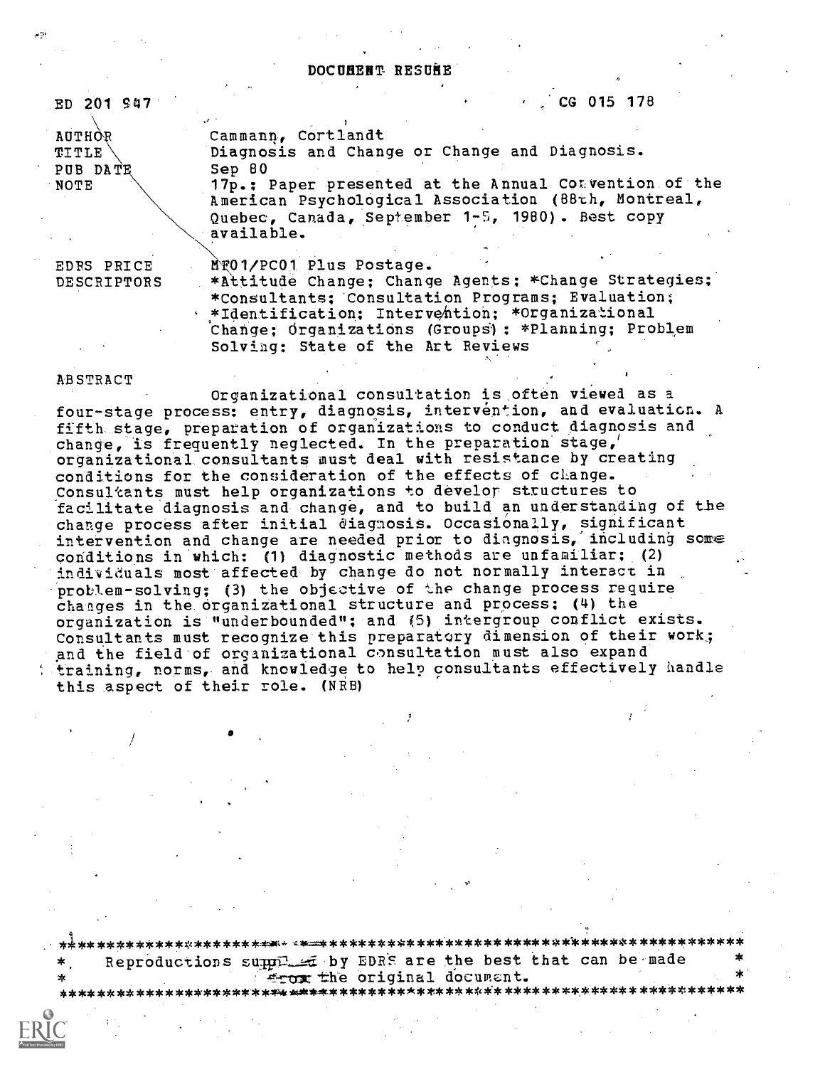# DOCUMENT RESUME

| | |
|---|---|
| ED 201 947 | CG 015 178 |
| AUTHOR | Cammann, Cortlandt |
| TITLE | Diagnosis and Change or Change and Diagnosis. |
| PUB DATE | Sep 80 |
| NOTE | 17p.: Paper presented at the Annual Convention of the American Psychological Association (88th, Montreal, Quebec, Canada, September 1-5, 1980). Best copy available. |
| EDRS PRICE | MF01/PC01 Plus Postage. |
| DESCRIPTORS | *Attitude Change; Change Agents; *Change Strategies; *Consultants; Consultation Programs; Evaluation; *Identification; Intervention; *Organizational Change; Organizations (Groups); *Planning; Problem Solving; State of the Art Reviews |

## ABSTRACT

Organizational consultation is often viewed as a four-stage process: entry, diagnosis, intervention, and evaluation. A fifth stage, preparation of organizations to conduct diagnosis and change, is frequently neglected. In the preparation stage, organizational consultants must deal with resistance by creating conditions for the consideration of the effects of change. Consultants must help organizations to develop structures to facilitate diagnosis and change, and to build an understanding of the change process after initial diagnosis. Occasionally, significant intervention and change are needed prior to diagnosis, including some conditions in which: (1) diagnostic methods are unfamiliar; (2) individuals most affected by change do not normally interact in problem-solving; (3) the objective of the change process require changes in the organizational structure and process; (4) the organization is "underbounded"; and (5) intergroup conflict exists. Consultants must recognize this preparatory dimension of their work; and the field of organizational consultation must also expand training, norms, and knowledge to help consultants effectively handle this aspect of their role. (NRB)

***********************************************************************
* Reproductions supplied by EDRS are the best that can be made *
* from the original document. *
***********************************************************************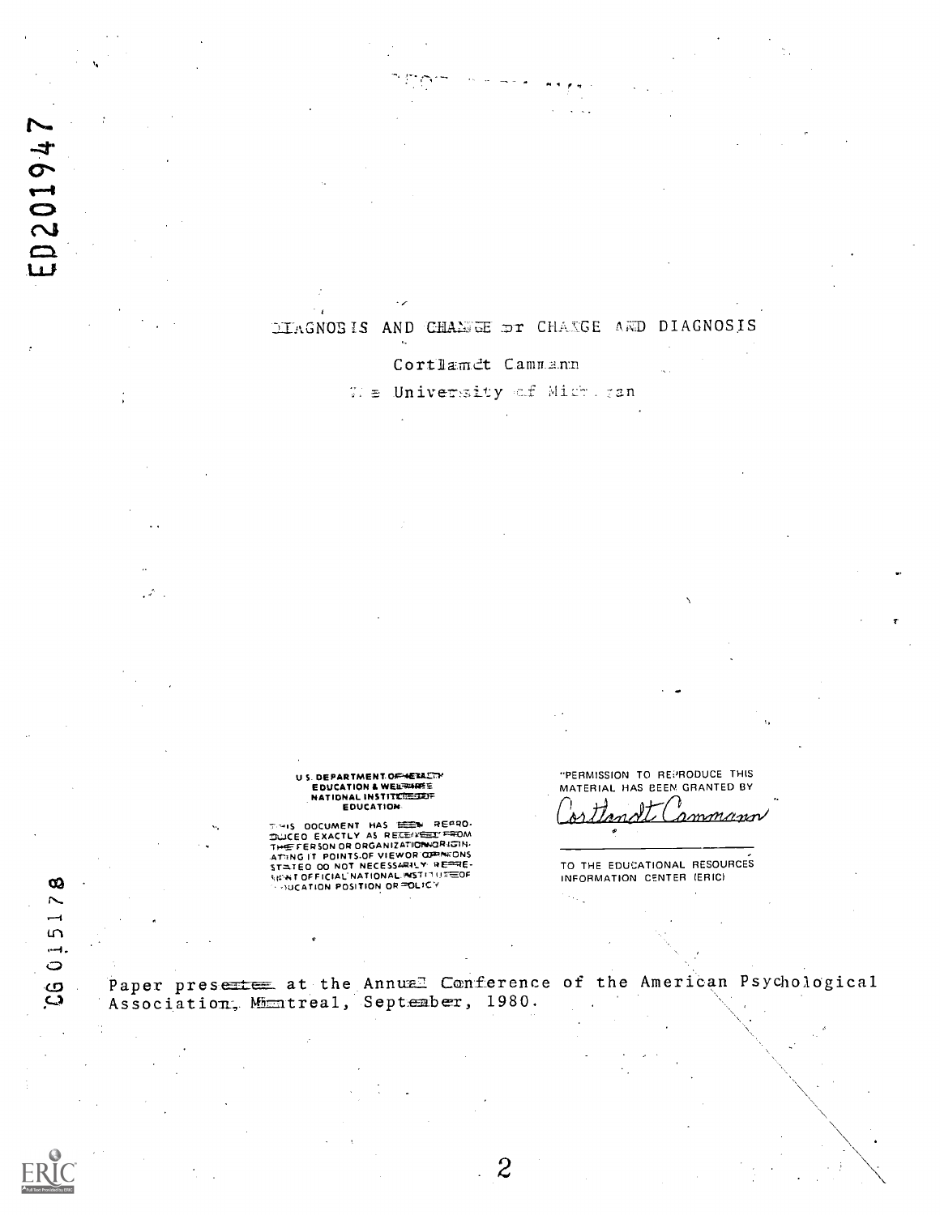ED201947

# DIAGNOSIS AND CHANGE or CHANGE AND DIAGNOSIS

Cortlandt Cammann

The University of Michigan

U.S. DEPARTMENT OF HEALTH
EDUCATION & WELFARE
NATIONAL INSTITUTE OF
EDUCATION

THIS DOCUMENT HAS BEEN REPRODUCED EXACTLY AS RECEIVED FROM THE PERSON OR ORGANIZATION ORIGINATING IT. POINTS OF VIEW OR OPINIONS STATED DO NOT NECESSARILY REPRESENT OFFICIAL NATIONAL INSTITUTE OF EDUCATION POSITION OR POLICY

"PERMISSION TO REPRODUCE THIS MATERIAL HAS BEEN GRANTED BY

Cortlandt Cammann

TO THE EDUCATIONAL RESOURCES INFORMATION CENTER (ERIC)"

CG 015178

Paper presented at the Annual Conference of the American Psychological Association, Montreal, September, 1980.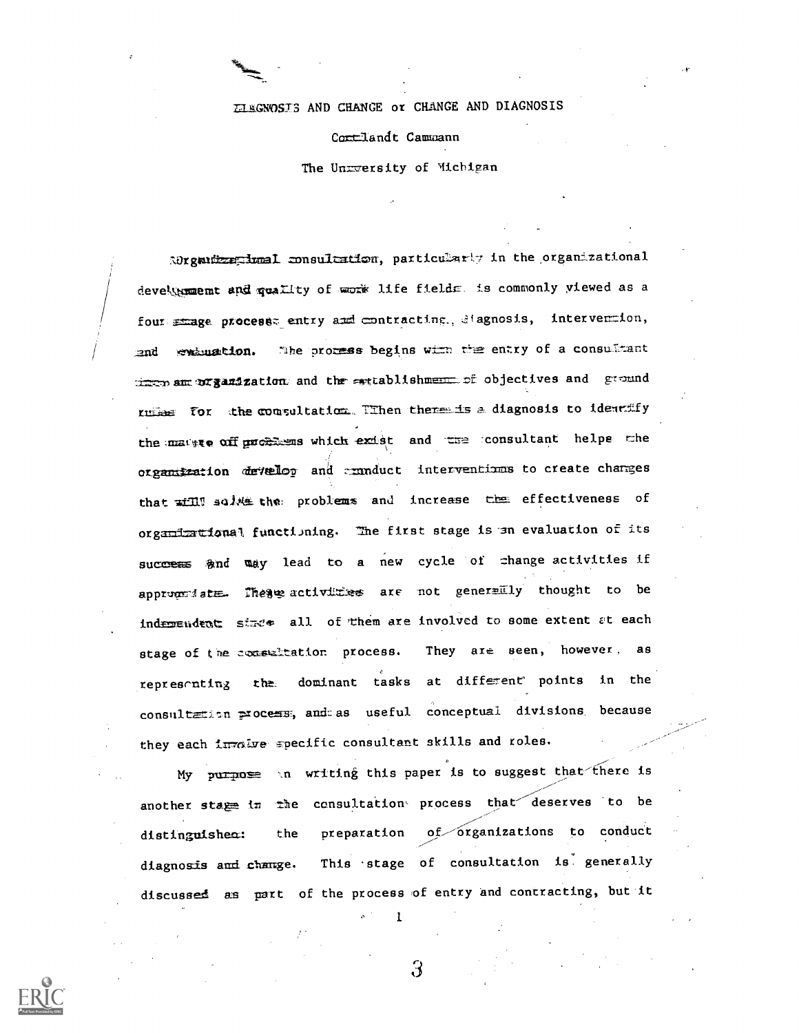DIAGNOSIS AND CHANGE or CHANGE AND DIAGNOSIS

Cortlandt Cammann

The University of Michigan

Organizational consultation, particularly in the organizational development and quality of work life fields, is commonly viewed as a four stage process: entry and contracting, diagnosis, intervention, and evaluation. The process begins with the entry of a consultant into an organization and the establishment of objectives and ground rules for the consultation. Then there is a diagnosis to identify the nature of problems which exist and the consultant helps the organization develop and conduct interventions to create changes that will solve the problems and increase the effectiveness of organizational functioning. The first stage is an evaluation of its success and may lead to a new cycle of change activities if appropriate. These activities are not generally thought to be independent since all of them are involved to some extent at each stage of the consultation process. They are seen, however, as representing the dominant tasks at different points in the consultation process, and as useful conceptual divisions because they each involve specific consultant skills and roles.

My purpose in writing this paper is to suggest that there is another stage in the consultation process that deserves to be distinguished: the preparation of organizations to conduct diagnosis and change. This stage of consultation is generally discussed as part of the process of entry and contracting, but it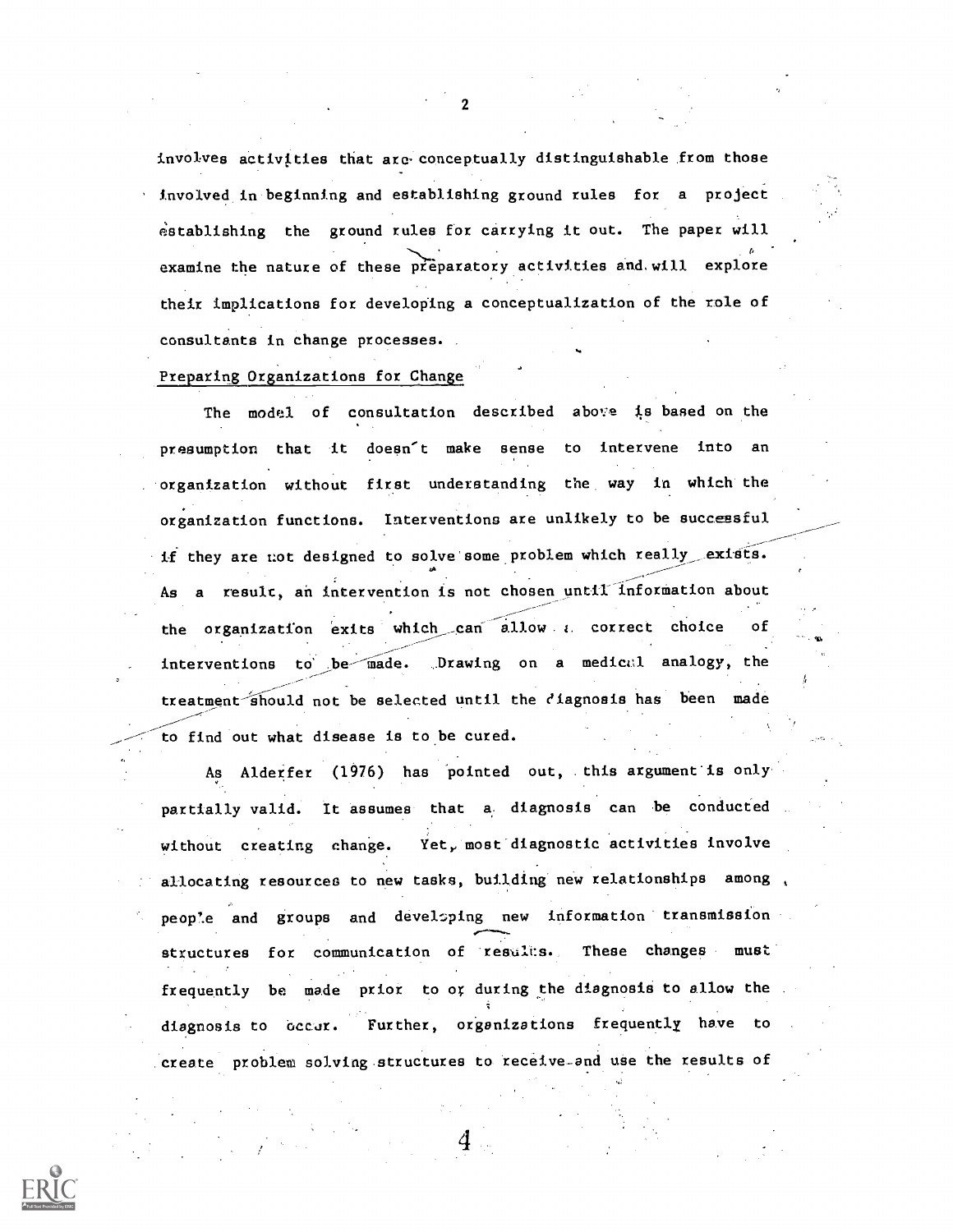involves activities that are conceptually distinguishable from those involved in beginning and establishing ground rules for a project establishing the ground rules for carrying it out. The paper will examine the nature of these preparatory activities and will explore their implications for developing a conceptualization of the role of consultants in change processes.

## Preparing Organizations for Change

The model of consultation described above is based on the presumption that it doesn't make sense to intervene into an organization without first understanding the way in which the organization functions. Interventions are unlikely to be successful if they are not designed to solve some problem which really exists. As a result, an intervention is not chosen until information about the organization exits which can allow a correct choice of interventions to be made. Drawing on a medical analogy, the treatment should not be selected until the diagnosis has been made to find out what disease is to be cured.

As Alderfer (1976) has pointed out, this argument is only partially valid. It assumes that a diagnosis can be conducted without creating change. Yet, most diagnostic activities involve allocating resources to new tasks, building new relationships among people and groups and developing new information transmission structures for communication of results. These changes must frequently be made prior to or during the diagnosis to allow the diagnosis to occur. Further, organizations frequently have to create problem solving structures to receive and use the results of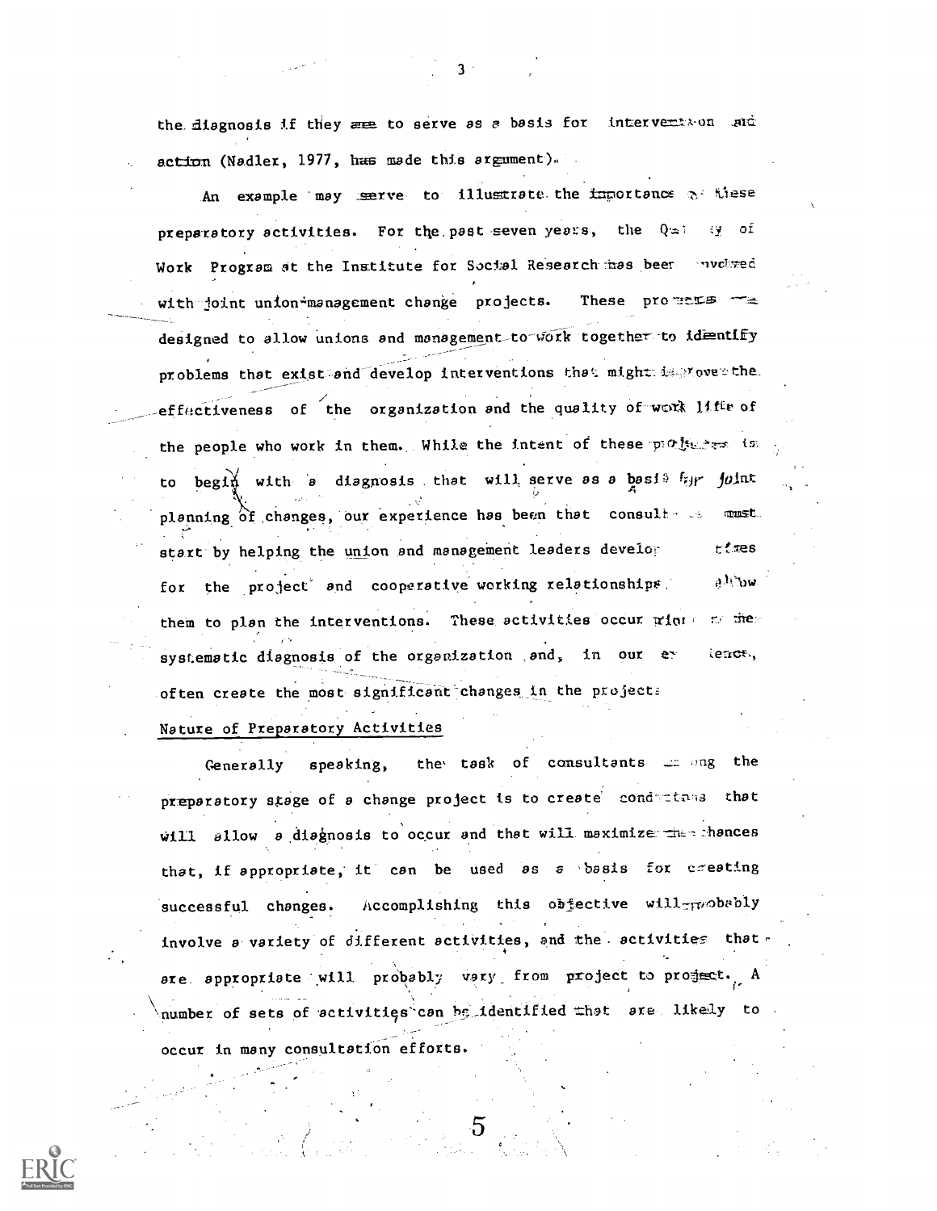the diagnosis if they are to serve as a basis for intervention and action (Nadler, 1977, has made this argument).

An example may serve to illustrate the importance of these preparatory activities. For the past seven years, the Quality of Work Program at the Institute for Social Research has been involved with joint union-management change projects. These projects are designed to allow unions and management to work together to identify problems that exist and develop interventions that might improve the effectiveness of the organization and the quality of work life of the people who work in them. While the intent of these projects is to begin with a diagnosis that will serve as a basis for joint planning of changes, our experience has been that consultants must start by helping the union and management leaders develop structures for the project and cooperative working relationships that allow them to plan the interventions. These activities occur prior to the systematic diagnosis of the organization and, in our experience, often create the most significant changes in the projects.

## Nature of Preparatory Activities

Generally speaking, the task of consultants during the preparatory stage of a change project is to create conditions that will allow a diagnosis to occur and that will maximize the chances that, if appropriate, it can be used as a basis for creating successful changes. Accomplishing this objective will probably involve a variety of different activities, and the activities that are appropriate will probably vary from project to project. A number of sets of activities can be identified that are likely to occur in many consultation efforts.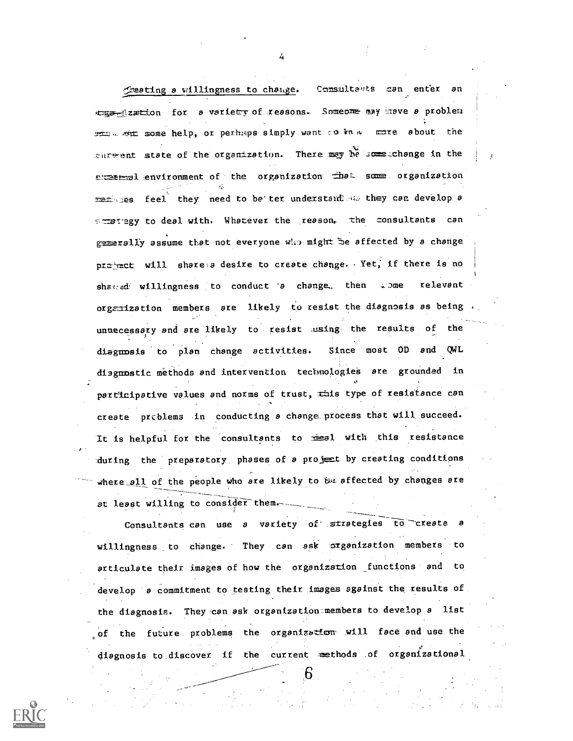*Creating a willingness to change.* Consultants can enter an organization for a variety of reasons. Someone may have a problem and want some help, or perhaps simply want to know more about the current state of the organization. There may be some change in the external environment of the organization that some organization members feel they need to better understand so they can develop a strategy to deal with. Whatever the reason, the consultants can generally assume that not everyone who might be affected by a change project will share a desire to create change. Yet, if there is no shared willingness to conduct a change, then some relevant organization members are likely to resist the diagnosis as being unnecessary and are likely to resist using the results of the diagnosis to plan change activities. Since most OD and QWL diagnostic methods and intervention technologies are grounded in participative values and norms of trust, this type of resistance can create problems in conducting a change process that will succeed. It is helpful for the consultants to deal with this resistance during the preparatory phases of a project by creating conditions where all of the people who are likely to be affected by changes are at least willing to consider them.

Consultants can use a variety of strategies to create a willingness to change. They can ask organization members to articulate their images of how the organization functions and to develop a commitment to testing their images against the results of the diagnosis. They can ask organization members to develop a list of the future problems the organization will face and use the diagnosis to discover if the current methods of organizational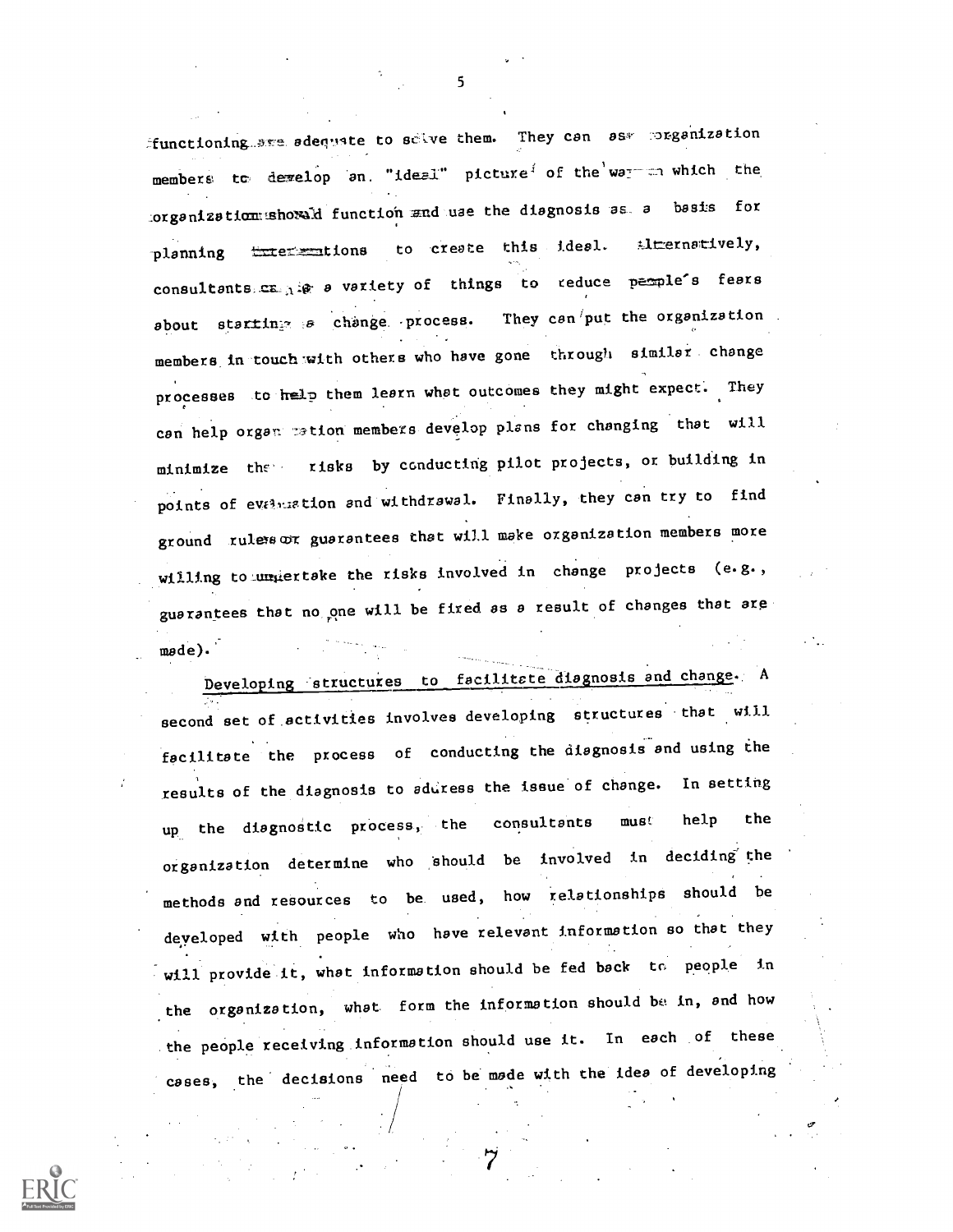functioning are adequate to solve them. They can ask organization members to develop an "ideal" picture of the ways in which the organization should function and use the diagnosis as a basis for planning interventions to create this ideal. Alternatively, consultants can do a variety of things to reduce people's fears about starting a change process. They can put the organization members in touch with others who have gone through similar change processes to help them learn what outcomes they might expect. They can help organization members develop plans for changing that will minimize the risks by conducting pilot projects, or building in points of evaluation and withdrawal. Finally, they can try to find ground rules or guarantees that will make organization members more willing to undertake the risks involved in change projects (e.g., guarantees that no one will be fired as a result of changes that are made).

<u>Developing structures to facilitate diagnosis and change.</u> A second set of activities involves developing structures that will facilitate the process of conducting the diagnosis and using the results of the diagnosis to address the issue of change. In setting up the diagnostic process, the consultants must help the organization determine who should be involved in deciding the methods and resources to be used, how relationships should be developed with people who have relevant information so that they will provide it, what information should be fed back to people in the organization, what form the information should be in, and how the people receiving information should use it. In each of these cases, the decisions need to be made with the idea of developing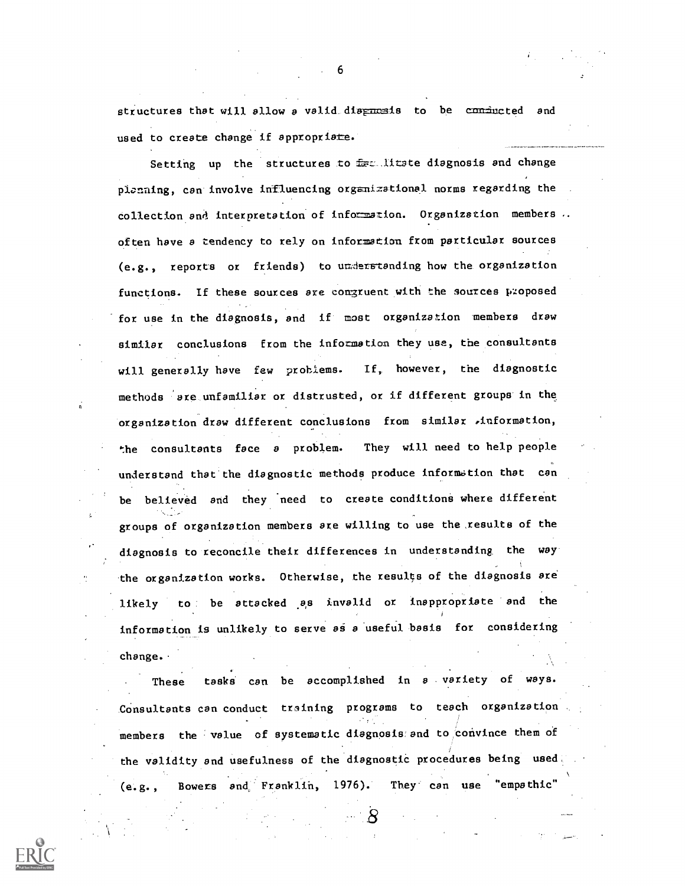structures that will allow a valid diagnosis to be conducted and used to create change if appropriate.

Setting up the structures to facilitate diagnosis and change planning, can involve influencing organizational norms regarding the collection and interpretation of information. Organization members often have a tendency to rely on information from particular sources (e.g., reports or friends) to understanding how the organization functions. If these sources are congruent with the sources proposed for use in the diagnosis, and if most organization members draw similar conclusions from the information they use, the consultants will generally have few problems. If, however, the diagnostic methods are unfamiliar or distrusted, or if different groups in the organization draw different conclusions from similar information, the consultants face a problem. They will need to help people understand that the diagnostic methods produce information that can be believed and they need to create conditions where different groups of organization members are willing to use the results of the diagnosis to reconcile their differences in understanding the way the organization works. Otherwise, the results of the diagnosis are likely to be attacked as invalid or inappropriate and the information is unlikely to serve as a useful basis for considering change.

These tasks can be accomplished in a variety of ways. Consultants can conduct training programs to teach organization members the value of systematic diagnosis and to convince them of the validity and usefulness of the diagnostic procedures being used (e.g., Bowers and Franklin, 1976). They can use "empathic"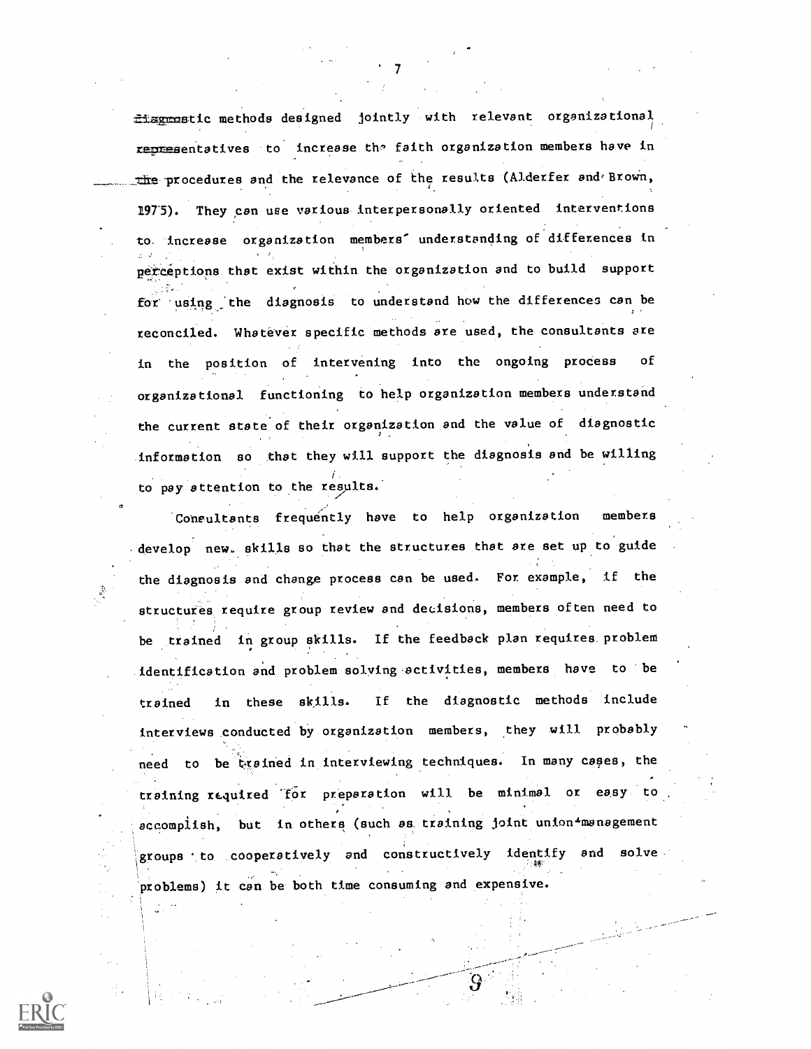diagnostic methods designed jointly with relevant organizational representatives to increase the faith organization members have in the procedures and the relevance of the results (Alderfer and Brown, 1975). They can use various interpersonally oriented interventions to increase organization members' understanding of differences in perceptions that exist within the organization and to build support for using the diagnosis to understand how the differences can be reconciled. Whatever specific methods are used, the consultants are in the position of intervening into the ongoing process of organizational functioning to help organization members understand the current state of their organization and the value of diagnostic information so that they will support the diagnosis and be willing to pay attention to the results.

Consultants frequently have to help organization members develop new skills so that the structures that are set up to guide the diagnosis and change process can be used. For example, if the structures require group review and decisions, members often need to be trained in group skills. If the feedback plan requires problem identification and problem solving activities, members have to be trained in these skills. If the diagnostic methods include interviews conducted by organization members, they will probably need to be trained in interviewing techniques. In many cases, the training required for preparation will be minimal or easy to accomplish, but in others (such as training joint union-management groups to cooperatively and constructively identify and solve problems) it can be both time consuming and expensive.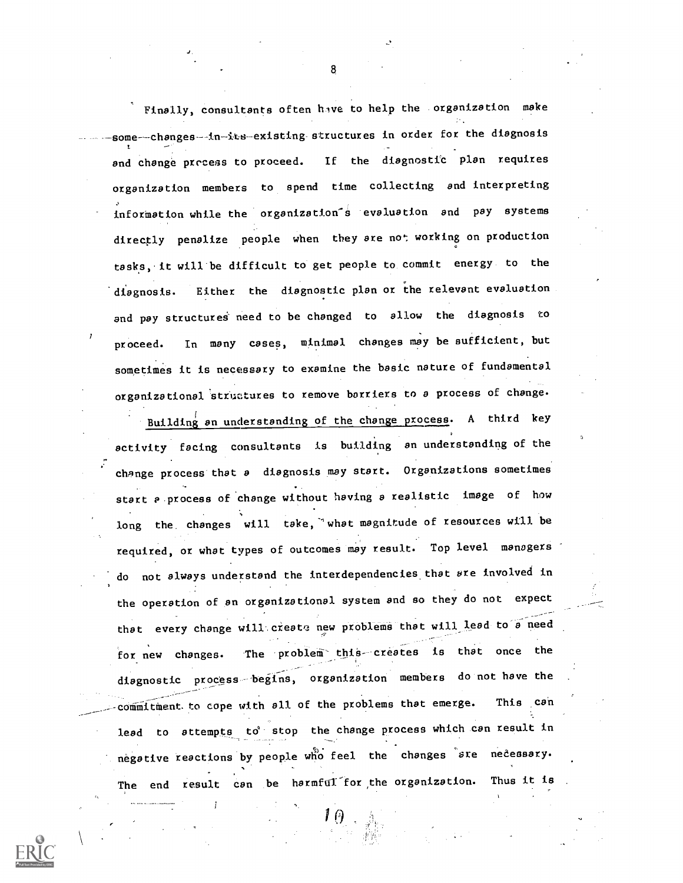Finally, consultants often have to help the organization make some changes in its existing structures in order for the diagnosis and change process to proceed. If the diagnostic plan requires organization members to spend time collecting and interpreting information while the organization's evaluation and pay systems directly penalize people when they are not working on production tasks, it will be difficult to get people to commit energy to the diagnosis. Either the diagnostic plan or the relevant evaluation and pay structures need to be changed to allow the diagnosis to proceed. In many cases, minimal changes may be sufficient, but sometimes it is necessary to examine the basic nature of fundamental organizational structures to remove barriers to a process of change.

Building an understanding of the change process. A third key activity facing consultants is building an understanding of the change process that a diagnosis may start. Organizations sometimes start a process of change without having a realistic image of how long the changes will take, what magnitude of resources will be required, or what types of outcomes may result. Top level managers do not always understand the interdependencies that are involved in the operation of an organizational system and so they do not expect that every change will create new problems that will lead to a need for new changes. The problem this creates is that once the diagnostic process begins, organization members do not have the commitment to cope with all of the problems that emerge. This can lead to attempts to stop the change process which can result in negative reactions by people who feel the changes are necessary. The end result can be harmful for the organization. Thus it is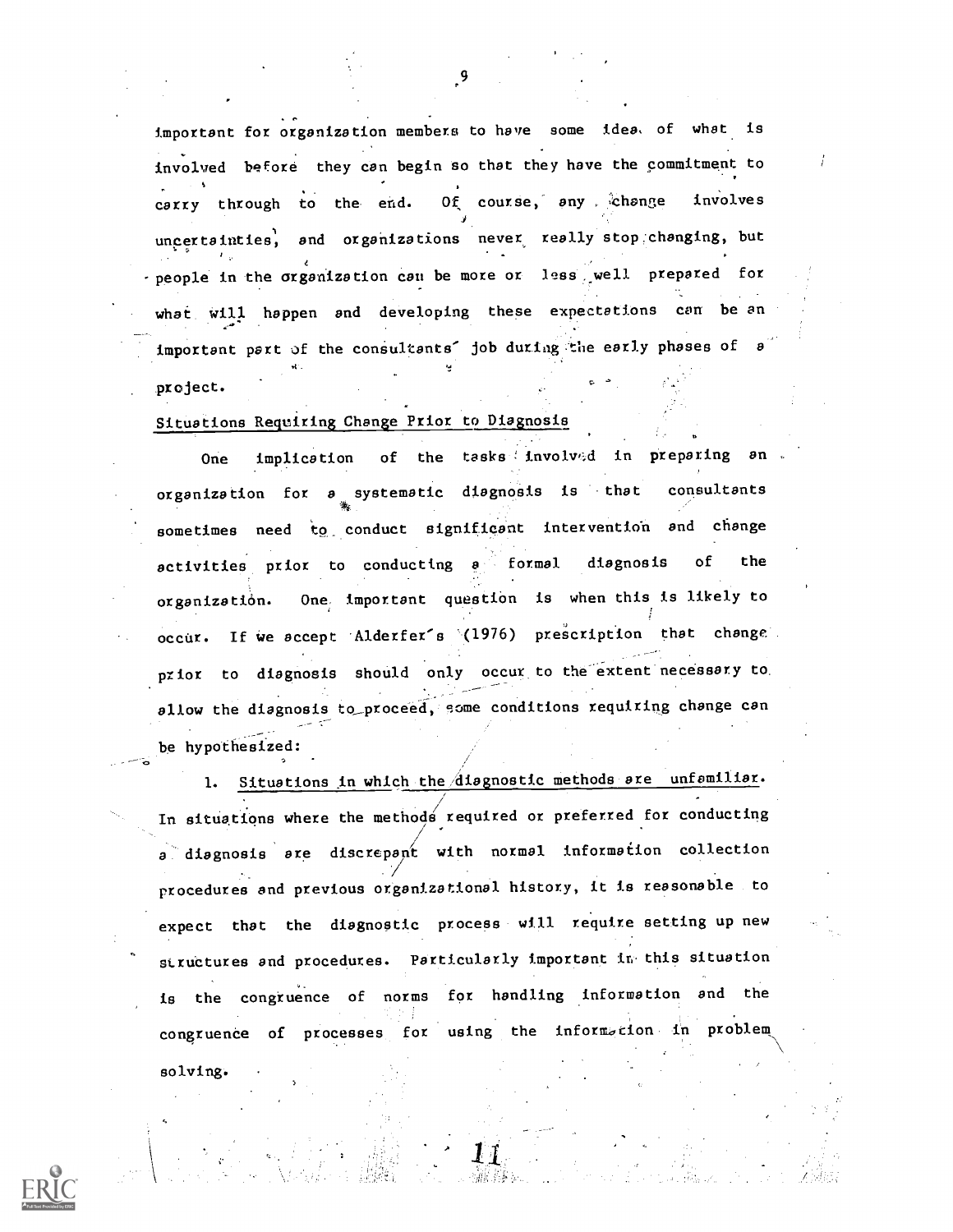important for organization members to have some idea of what is involved before they can begin so that they have the commitment to carry through to the end. Of course, any change involves uncertainties, and organizations never really stop changing, but people in the organization can be more or less well prepared for what will happen and developing these expectations can be an important part of the consultants' job during the early phases of a project.

## Situations Requiring Change Prior to Diagnosis

One implication of the tasks involved in preparing an organization for a systematic diagnosis is that consultants sometimes need to conduct significant intervention and change activities prior to conducting a formal diagnosis of the organization. One important question is when this is likely to occur. If we accept Alderfer's (1976) prescription that change prior to diagnosis should only occur to the extent necessary to allow the diagnosis to proceed, some conditions requiring change can be hypothesized:

1. Situations in which the diagnostic methods are unfamiliar. In situations where the methods required or preferred for conducting a diagnosis are discrepant with normal information collection procedures and previous organizational history, it is reasonable to expect that the diagnostic process will require setting up new structures and procedures. Particularly important in this situation is the congruence of norms for handling information and the congruence of processes for using the information in problem solving.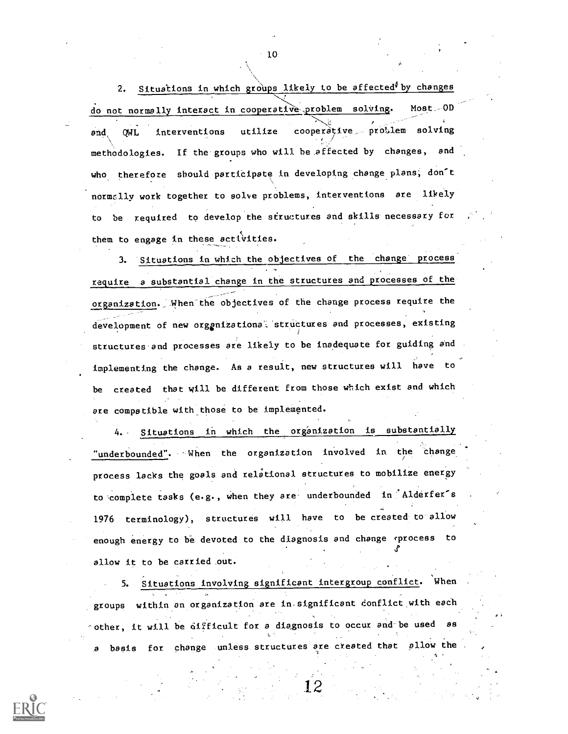2. Situations in which groups likely to be affected by changes do not normally interact in cooperative problem solving. Most OD and QWL interventions utilize cooperative problem solving methodologies. If the groups who will be affected by changes, and who therefore should participate in developing change plans, don't normally work together to solve problems, interventions are likely to be required to develop the structures and skills necessary for them to engage in these activities.

3. Situations in which the objectives of the change process require a substantial change in the structures and processes of the organization. When the objectives of the change process require the development of new organizational structures and processes, existing structures and processes are likely to be inadequate for guiding and implementing the change. As a result, new structures will have to be created that will be different from those which exist and which are compatible with those to be implemented.

4. Situations in which the organization is substantially "underbounded". When the organization involved in the change process lacks the goals and relational structures to mobilize energy to complete tasks (e.g., when they are underbounded in Alderfer's 1976 terminology), structures will have to be created to allow enough energy to be devoted to the diagnosis and change process to allow it to be carried out.

5. Situations involving significant intergroup conflict. When groups within an organization are in significant conflict with each other, it will be difficult for a diagnosis to occur and be used as a basis for change unless structures are created that allow the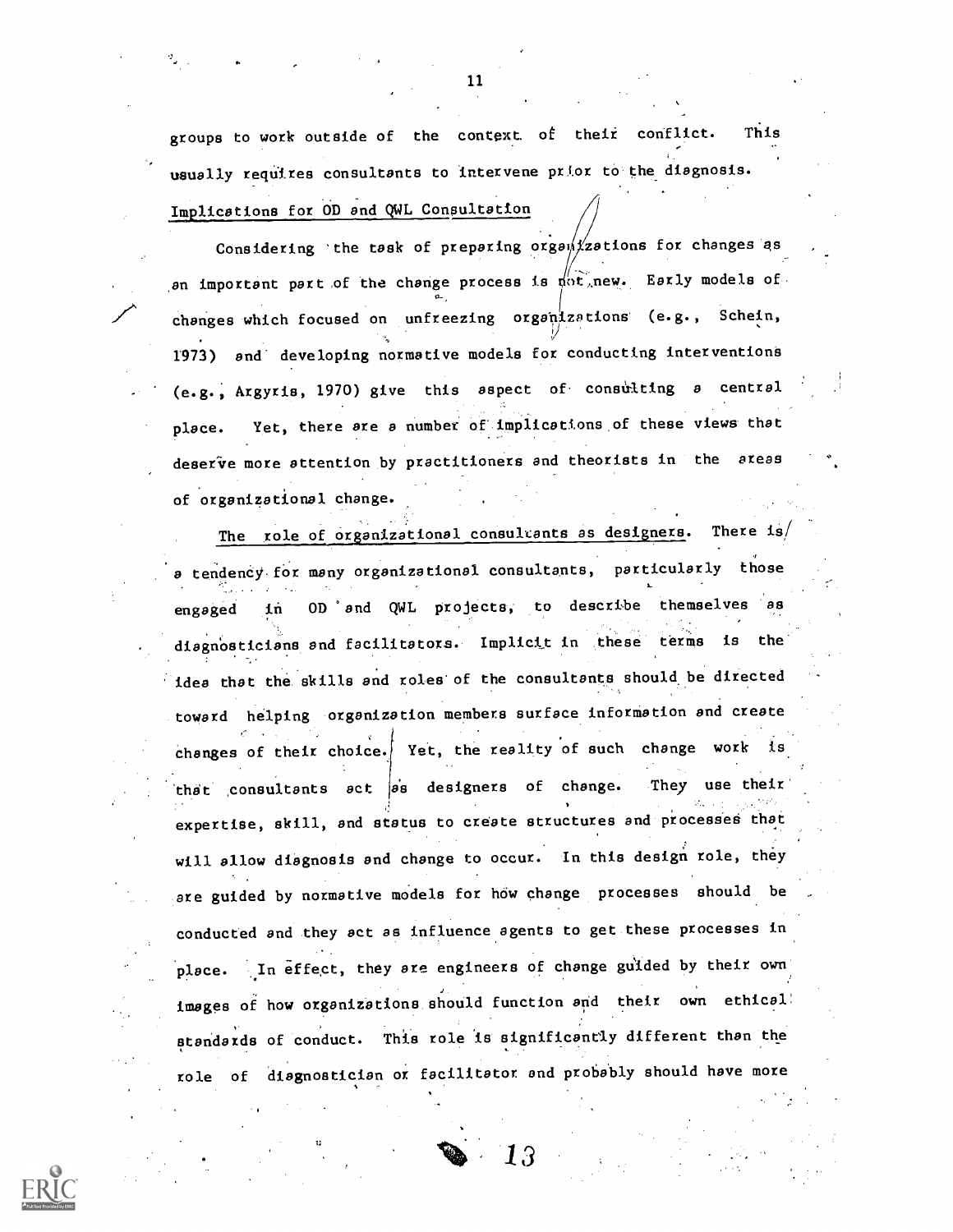groups to work outside of the context of their conflict. This usually requires consultants to intervene prior to the diagnosis.

Implications for OD and QWL Consultation

Considering the task of preparing organizations for changes as an important part of the change process is not new. Early models of changes which focused on unfreezing organizations (e.g., Schein, 1973) and developing normative models for conducting interventions (e.g., Argyris, 1970) give this aspect of consulting a central place. Yet, there are a number of implications of these views that deserve more attention by practitioners and theorists in the areas of organizational change.

The role of organizational consultants as designers. There is a tendency for many organizational consultants, particularly those engaged in OD and QWL projects, to describe themselves as diagnosticians and facilitators. Implicit in these terms is the idea that the skills and roles of the consultants should be directed toward helping organization members surface information and create changes of their choice. Yet, the reality of such change work is that consultants act as designers of change. They use their expertise, skill, and status to create structures and processes that will allow diagnosis and change to occur. In this design role, they are guided by normative models for how change processes should be conducted and they act as influence agents to get these processes in place. In effect, they are engineers of change guided by their own images of how organizations should function and their own ethical standards of conduct. This role is significantly different than the role of diagnostician or facilitator and probably should have more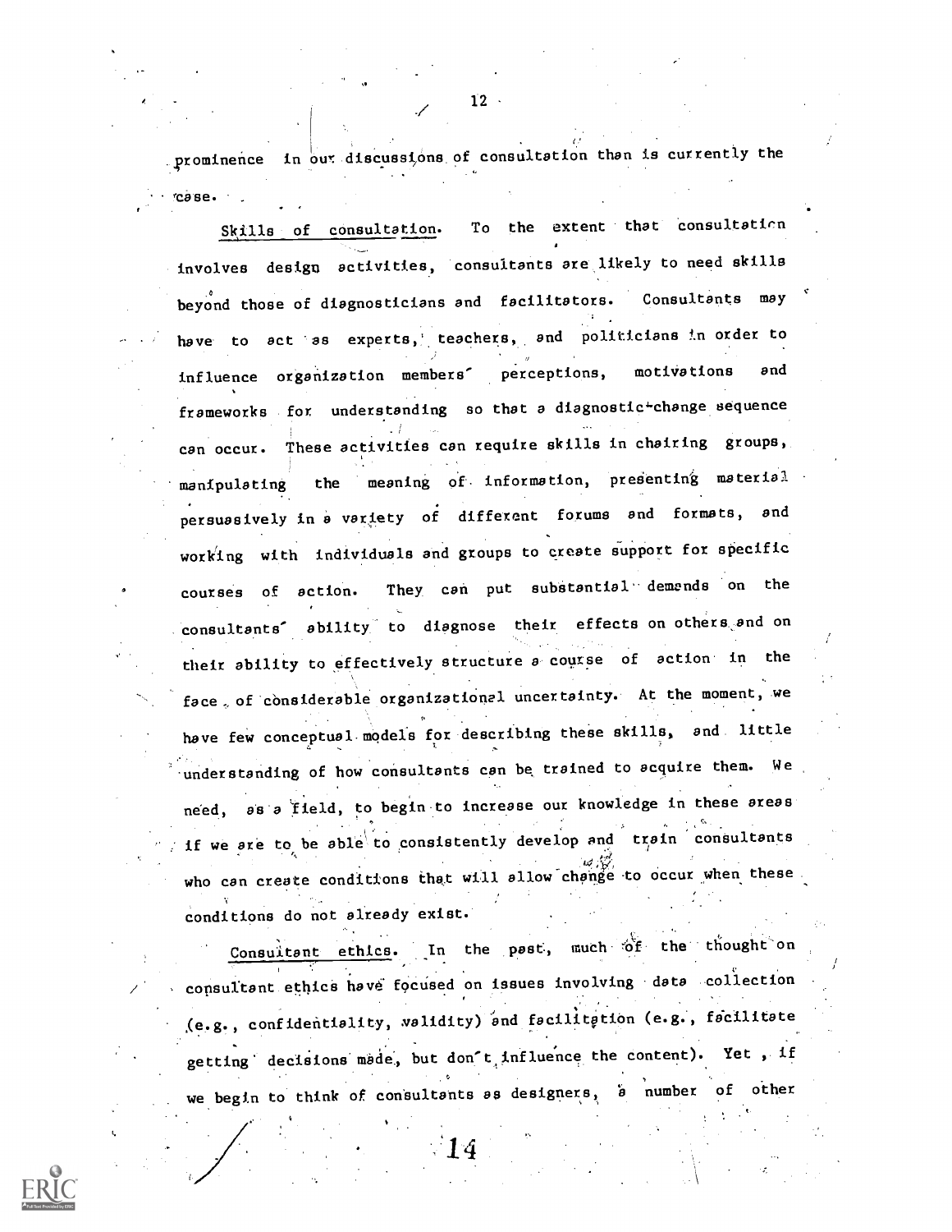prominence in our discussions of consultation than is currently the case.

*Skills of consultation.* To the extent that consultation involves design activities, consultants are likely to need skills beyond those of diagnosticians and facilitators. Consultants may have to act as experts, teachers, and politicians in order to influence organization members' perceptions, motivations and frameworks for understanding so that a diagnostic-change sequence can occur. These activities can require skills in chairing groups, manipulating the meaning of information, presenting material persuasively in a variety of different forums and formats, and working with individuals and groups to create support for specific courses of action. They can put substantial demands on the consultants' ability to diagnose their effects on others and on their ability to effectively structure a course of action in the face of considerable organizational uncertainty. At the moment, we have few conceptual models for describing these skills, and little understanding of how consultants can be trained to acquire them. We need, as a field, to begin to increase our knowledge in these areas if we are to be able to consistently develop and train consultants who can create conditions that will allow change to occur when these conditions do not already exist.

*Consultant ethics.* In the past, much of the thought on consultant ethics have focused on issues involving data collection (e.g., confidentiality, validity) and facilitation (e.g., facilitate getting decisions made, but don't influence the content). Yet, if we begin to think of consultants as designers, a number of other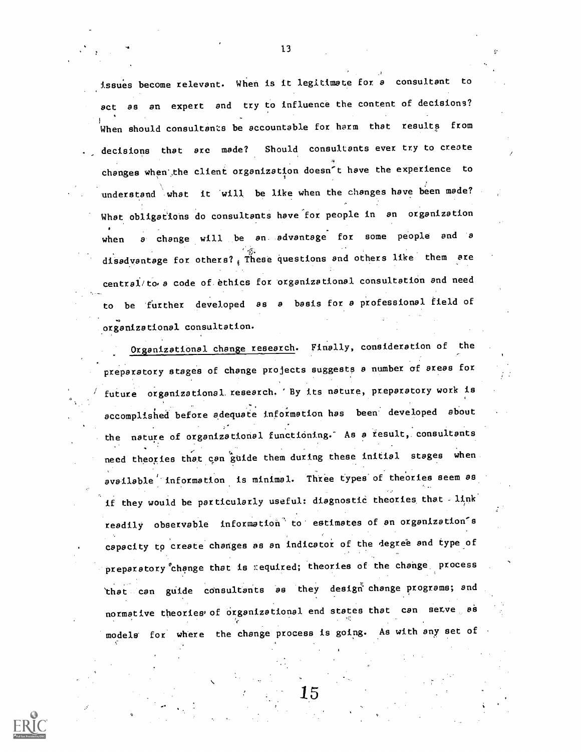issues become relevant. When is it legitimate for a consultant to act as an expert and try to influence the content of decisions? When should consultants be accountable for harm that results from decisions that are made? Should consultants ever try to create changes when the client organization doesn't have the experience to understand what it will be like when the changes have been made? What obligations do consultants have for people in an organization when a change will be an advantage for some people and a disadvantage for others? These questions and others like them are central to a code of ethics for organizational consultation and need to be further developed as a basis for a professional field of organizational consultation.

Organizational change research. Finally, consideration of the preparatory stages of change projects suggests a number of areas for future organizational research. By its nature, preparatory work is accomplished before adequate information has been developed about the nature of organizational functioning. As a result, consultants need theories that can guide them during these initial stages when available information is minimal. Three types of theories seem as if they would be particularly useful: diagnostic theories that link readily observable information to estimates of an organization's capacity to create changes as an indicator of the degree and type of preparatory change that is required; theories of the change process that can guide consultants as they design change programs; and normative theories of organizational end states that can serve as models for where the change process is going. As with any set of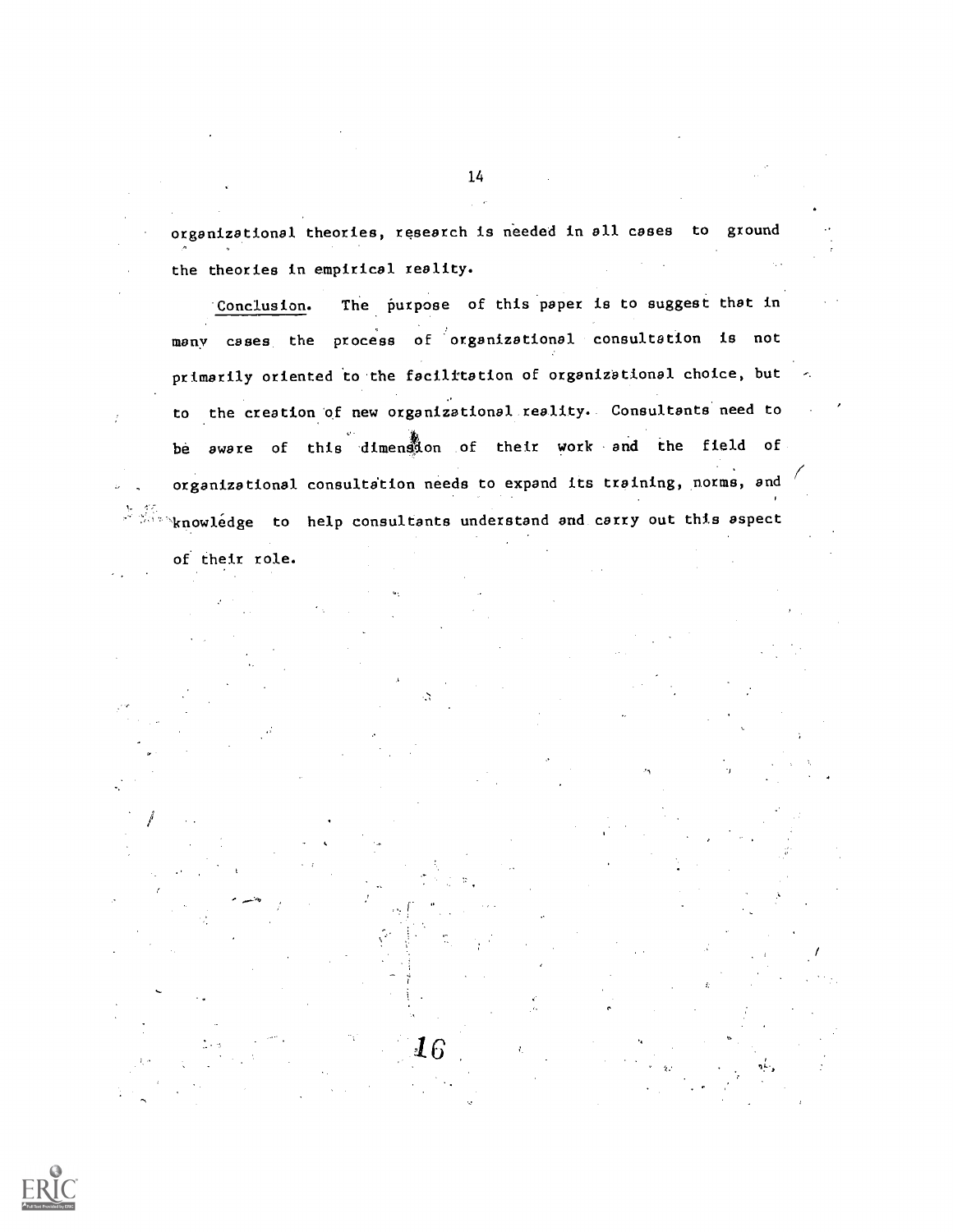organizational theories, research is needed in all cases to ground the theories in empirical reality.

_Conclusion_. The purpose of this paper is to suggest that in many cases the process of organizational consultation is not primarily oriented to the facilitation of organizational choice, but to the creation of new organizational reality. Consultants need to be aware of this dimension of their work and the field of organizational consultation needs to expand its training, norms, and knowledge to help consultants understand and carry out this aspect of their role.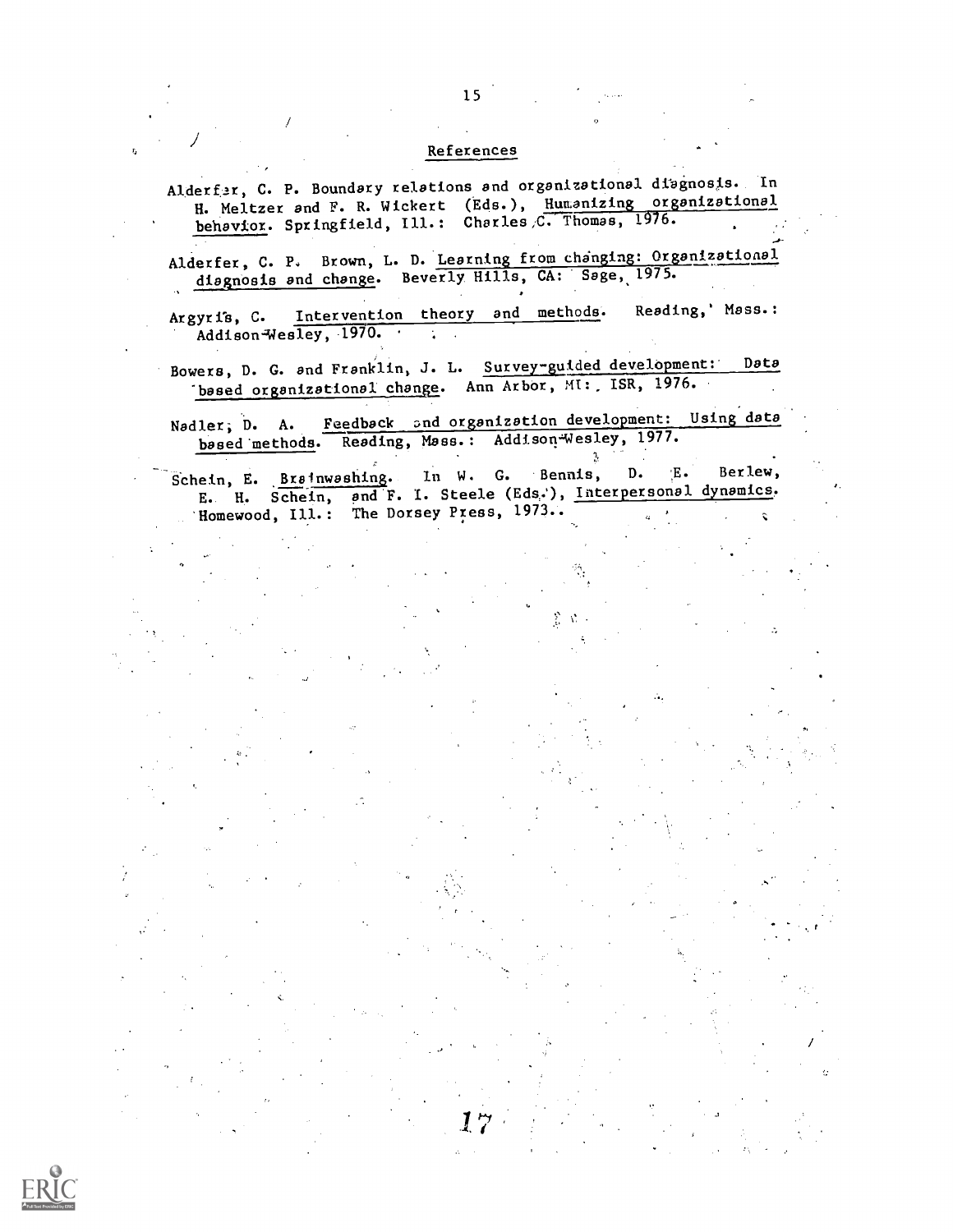# References

Alderfer, C. P. Boundary relations and organizational diagnosis. In H. Meltzer and F. R. Wickert (Eds.), Humanizing organizational behavior. Springfield, Ill.: Charles C. Thomas, 1976.

Alderfer, C. P. Brown, L. D. Learning from changing: Organizational diagnosis and change. Beverly Hills, CA: Sage, 1975.

Argyris, C. Intervention theory and methods. Reading, Mass.: Addison-Wesley, 1970.

Bowers, D. G. and Franklin, J. L. Survey-guided development: Data based organizational change. Ann Arbor, MI: ISR, 1976.

Nadler, D. A. Feedback and organization development: Using data based methods. Reading, Mass.: Addison-Wesley, 1977.

Schein, E. Brainwashing. In W. G. Bennis, D. E. Berlew, E. H. Schein, and F. I. Steele (Eds.), Interpersonal dynamics. Homewood, Ill.: The Dorsey Press, 1973.